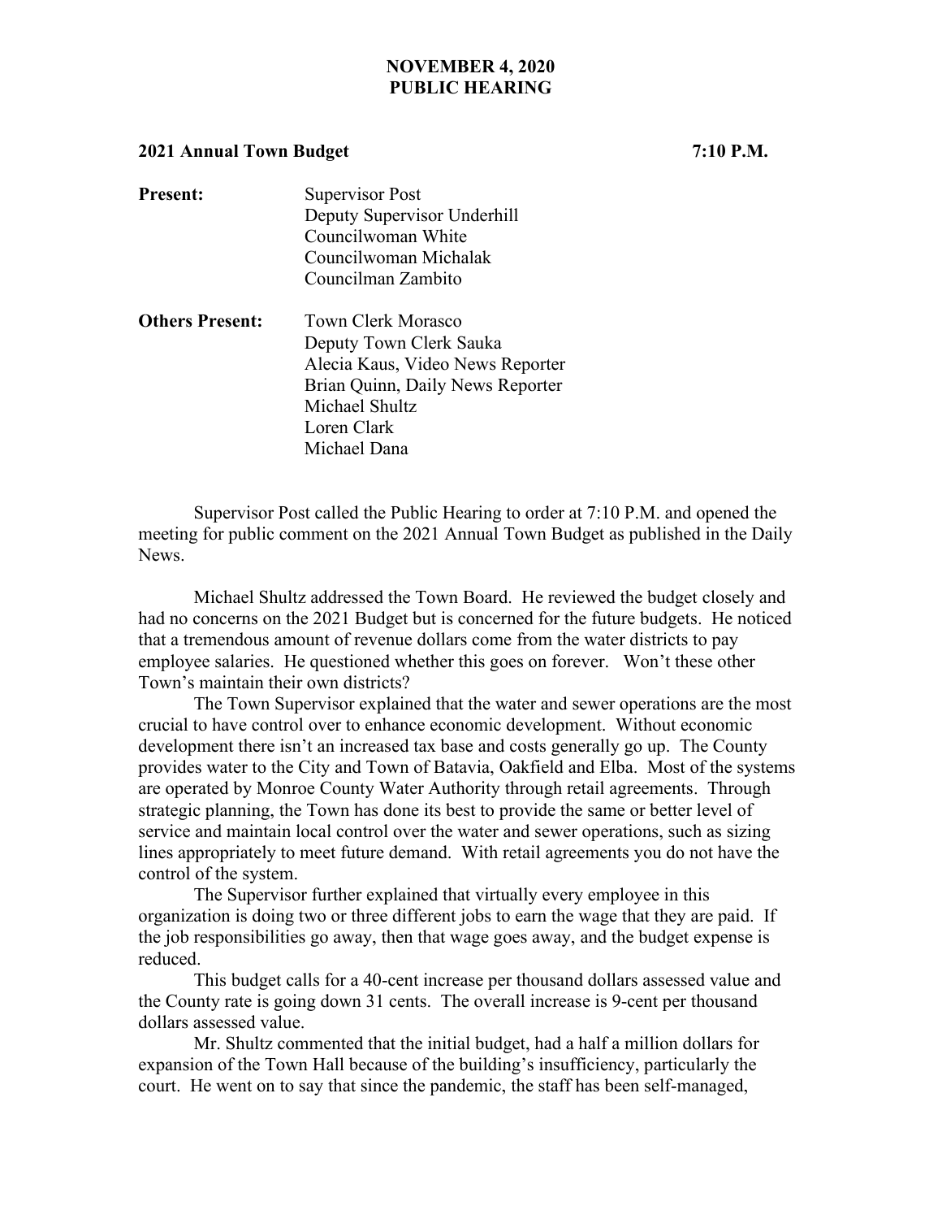# NOVEMBER 4, 2020
# PUBLIC HEARING

**2021 Annual Town Budget** **7:10 P.M.**

| | |
|---|---|
| **Present:** | Supervisor Post<br>Deputy Supervisor Underhill<br>Councilwoman White<br>Councilwoman Michalak<br>Councilman Zambito |
| **Others Present:** | Town Clerk Morasco<br>Deputy Town Clerk Sauka<br>Alecia Kaus, Video News Reporter<br>Brian Quinn, Daily News Reporter<br>Michael Shultz<br>Loren Clark<br>Michael Dana |

Supervisor Post called the Public Hearing to order at 7:10 P.M. and opened the meeting for public comment on the 2021 Annual Town Budget as published in the Daily News.

Michael Shultz addressed the Town Board. He reviewed the budget closely and had no concerns on the 2021 Budget but is concerned for the future budgets. He noticed that a tremendous amount of revenue dollars come from the water districts to pay employee salaries. He questioned whether this goes on forever. Won't these other Town's maintain their own districts?

The Town Supervisor explained that the water and sewer operations are the most crucial to have control over to enhance economic development. Without economic development there isn't an increased tax base and costs generally go up. The County provides water to the City and Town of Batavia, Oakfield and Elba. Most of the systems are operated by Monroe County Water Authority through retail agreements. Through strategic planning, the Town has done its best to provide the same or better level of service and maintain local control over the water and sewer operations, such as sizing lines appropriately to meet future demand. With retail agreements you do not have the control of the system.

The Supervisor further explained that virtually every employee in this organization is doing two or three different jobs to earn the wage that they are paid. If the job responsibilities go away, then that wage goes away, and the budget expense is reduced.

This budget calls for a 40-cent increase per thousand dollars assessed value and the County rate is going down 31 cents. The overall increase is 9-cent per thousand dollars assessed value.

Mr. Shultz commented that the initial budget, had a half a million dollars for expansion of the Town Hall because of the building's insufficiency, particularly the court. He went on to say that since the pandemic, the staff has been self-managed,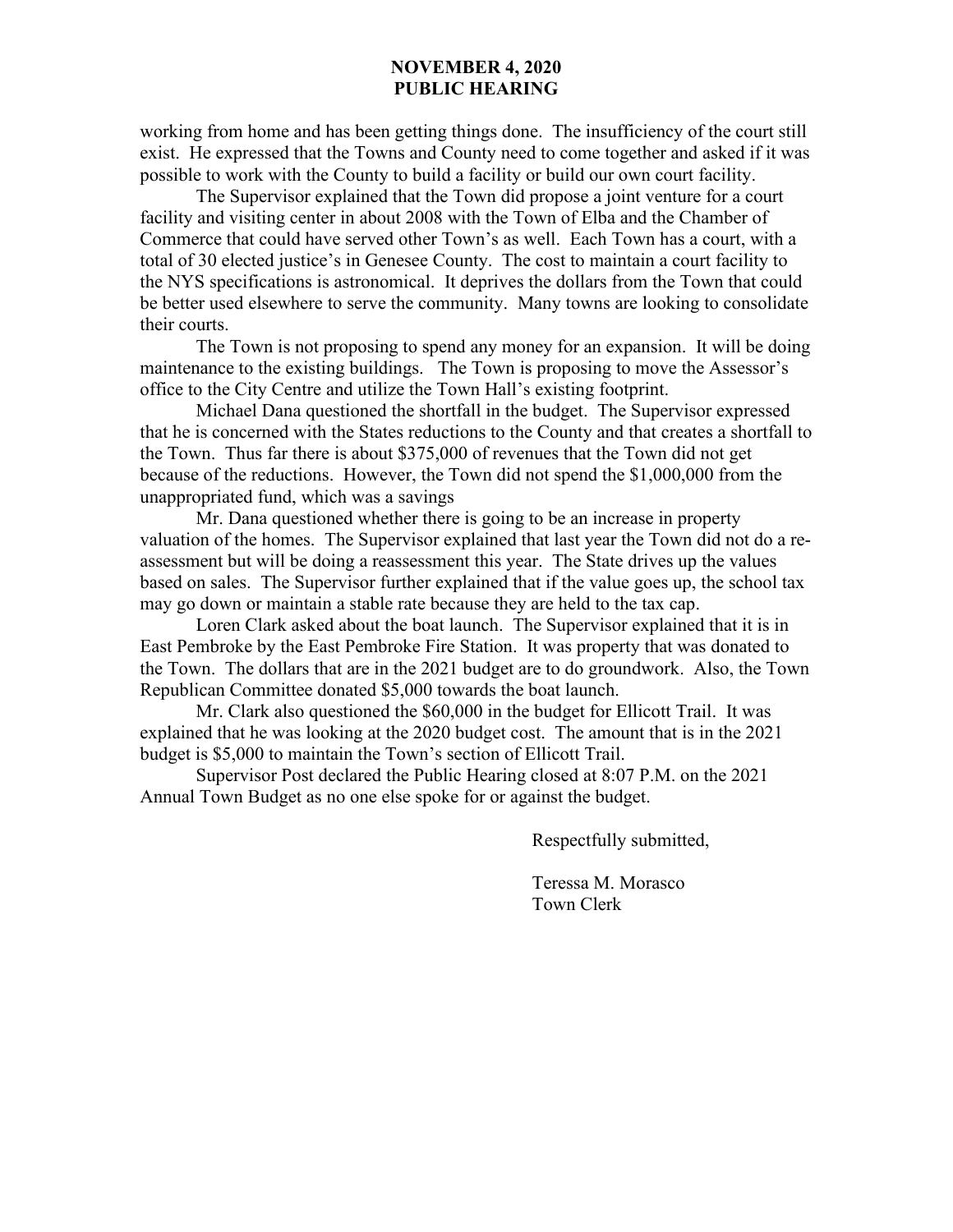working from home and has been getting things done. The insufficiency of the court still exist. He expressed that the Towns and County need to come together and asked if it was possible to work with the County to build a facility or build our own court facility.

The Supervisor explained that the Town did propose a joint venture for a court facility and visiting center in about 2008 with the Town of Elba and the Chamber of Commerce that could have served other Town's as well. Each Town has a court, with a total of 30 elected justice's in Genesee County. The cost to maintain a court facility to the NYS specifications is astronomical. It deprives the dollars from the Town that could be better used elsewhere to serve the community. Many towns are looking to consolidate their courts.

The Town is not proposing to spend any money for an expansion. It will be doing maintenance to the existing buildings. The Town is proposing to move the Assessor's office to the City Centre and utilize the Town Hall's existing footprint.

Michael Dana questioned the shortfall in the budget. The Supervisor expressed that he is concerned with the States reductions to the County and that creates a shortfall to the Town. Thus far there is about $375,000 of revenues that the Town did not get because of the reductions. However, the Town did not spend the $1,000,000 from the unappropriated fund, which was a savings

Mr. Dana questioned whether there is going to be an increase in property valuation of the homes. The Supervisor explained that last year the Town did not do a re-assessment but will be doing a reassessment this year. The State drives up the values based on sales. The Supervisor further explained that if the value goes up, the school tax may go down or maintain a stable rate because they are held to the tax cap.

Loren Clark asked about the boat launch. The Supervisor explained that it is in East Pembroke by the East Pembroke Fire Station. It was property that was donated to the Town. The dollars that are in the 2021 budget are to do groundwork. Also, the Town Republican Committee donated $5,000 towards the boat launch.

Mr. Clark also questioned the $60,000 in the budget for Ellicott Trail. It was explained that he was looking at the 2020 budget cost. The amount that is in the 2021 budget is $5,000 to maintain the Town's section of Ellicott Trail.

Supervisor Post declared the Public Hearing closed at 8:07 P.M. on the 2021 Annual Town Budget as no one else spoke for or against the budget.

Respectfully submitted,

Teressa M. Morasco
Town Clerk